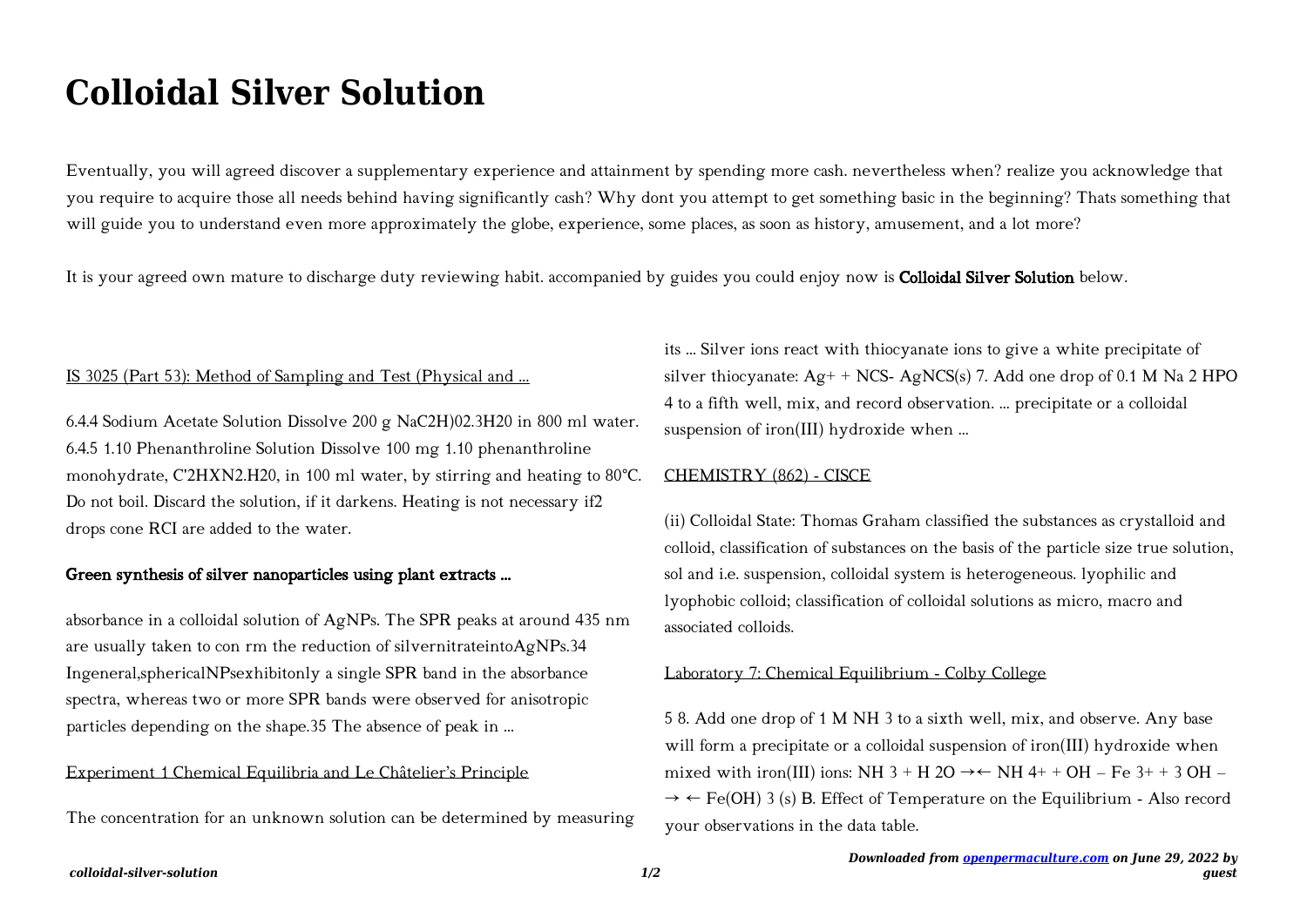# Colloidal Silver Solution

Eventually, you will agreed discover a supplementary experience and attainment by spending more cash. nevertheless when? realize you acknowledge that you require to acquire those all needs behind having significantly cash? Why dont you attempt to get something basic in the beginning? Thats something that will guide you to understand even more approximately the globe, experience, some places, as soon as history, amusement, and a lot more?

It is your agreed own mature to discharge duty reviewing habit. accompanied by guides you could enjoy now is **Colloidal Silver Solution** below.

IS 3025 (Part 53): Method of Sampling and Test (Physical and ...

6.4.4 Sodium Acetate Solution Dissolve 200 g NaC2H)02.3H20 in 800 ml water. 6.4.5 1.10 Phenanthroline Solution Dissolve 100 mg 1.10 phenanthroline monohydrate, C'2HXN2.H20, in 100 ml water, by stirring and heating to 80°C. Do not boil. Discard the solution, if it darkens. Heating is not necessary if2 drops cone RCI are added to the water.

**Green synthesis of silver nanoparticles using plant extracts ...**

absorbance in a colloidal solution of AgNPs. The SPR peaks at around 435 nm are usually taken to con rm the reduction of silvernitrateintoAgNPs.34 Ingeneral,sphericalNPsexhibitonly a single SPR band in the absorbance spectra, whereas two or more SPR bands were observed for anisotropic particles depending on the shape.35 The absence of peak in ...

Experiment 1 Chemical Equilibria and Le Châtelier's Principle

The concentration for an unknown solution can be determined by measuring its ... Silver ions react with thiocyanate ions to give a white precipitate of silver thiocyanate: $Ag^+ + NCS^-$ AgNCS(s) 7. Add one drop of 0.1 M $Na_2HPO_4$ to a fifth well, mix, and record observation. ... precipitate or a colloidal suspension of iron(III) hydroxide when ...

CHEMISTRY (862) - CISCE

(ii) Colloidal State: Thomas Graham classified the substances as crystalloid and colloid, classification of substances on the basis of the particle size true solution, sol and i.e. suspension, colloidal system is heterogeneous. lyophilic and lyophobic colloid; classification of colloidal solutions as micro, macro and associated colloids.

Laboratory 7: Chemical Equilibrium - Colby College

5 8. Add one drop of 1 M $NH_3$ to a sixth well, mix, and observe. Any base will form a precipitate or a colloidal suspension of iron(III) hydroxide when mixed with iron(III) ions: $NH_3 + H_2O \rightarrow\leftarrow NH_4^+ + OH^-$ $Fe^{3+} + 3\,OH^- \rightarrow\leftarrow Fe(OH)_3(s)$ B. Effect of Temperature on the Equilibrium - Also record your observations in the data table.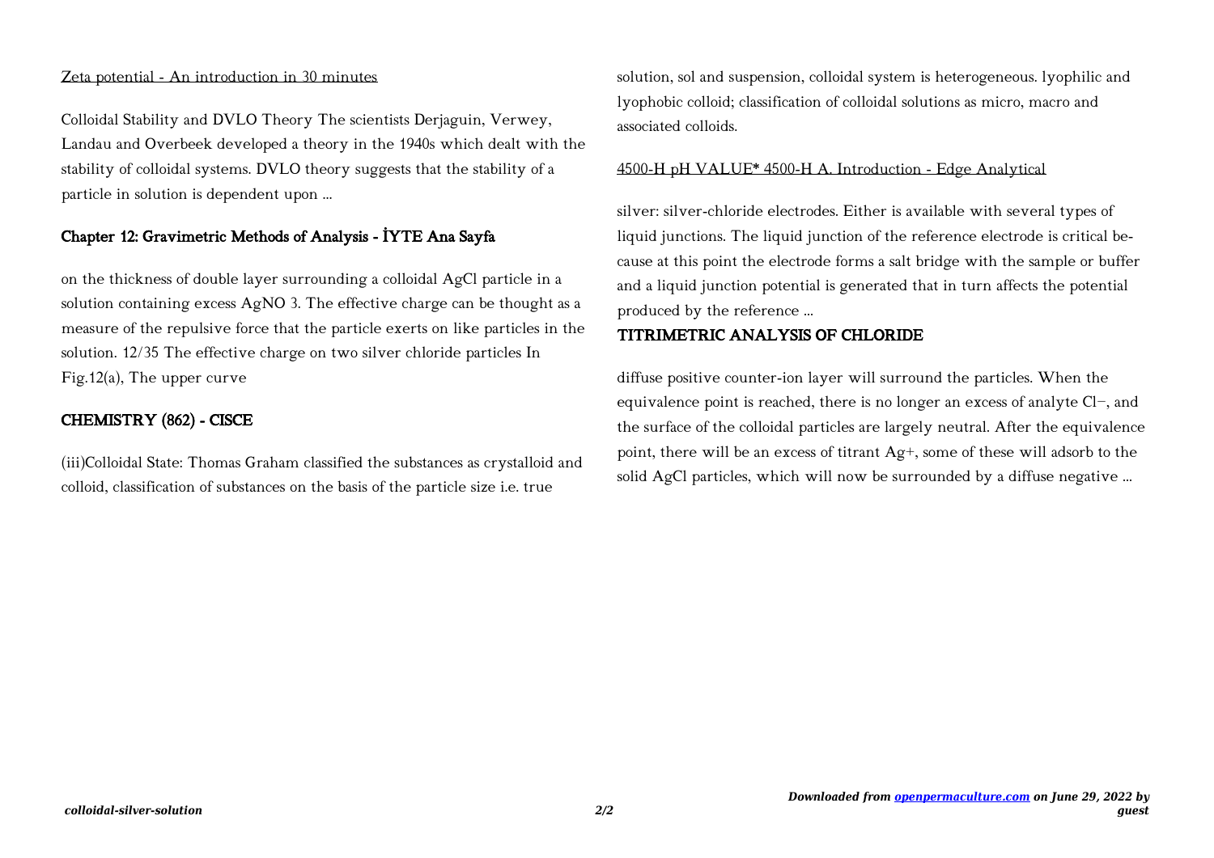Zeta potential - An introduction in 30 minutes

Colloidal Stability and DVLO Theory The scientists Derjaguin, Verwey, Landau and Overbeek developed a theory in the 1940s which dealt with the stability of colloidal systems. DVLO theory suggests that the stability of a particle in solution is dependent upon ...

## Chapter 12: Gravimetric Methods of Analysis - İYTE Ana Sayfa

on the thickness of double layer surrounding a colloidal AgCl particle in a solution containing excess AgNO 3. The effective charge can be thought as a measure of the repulsive force that the particle exerts on like particles in the solution. 12/35 The effective charge on two silver chloride particles In Fig.12(a), The upper curve

## CHEMISTRY (862) - CISCE

(iii)Colloidal State: Thomas Graham classified the substances as crystalloid and colloid, classification of substances on the basis of the particle size i.e. true solution, sol and suspension, colloidal system is heterogeneous. lyophilic and lyophobic colloid; classification of colloidal solutions as micro, macro and associated colloids.

4500-H pH VALUE* 4500-H A. Introduction - Edge Analytical

silver: silver-chloride electrodes. Either is available with several types of liquid junctions. The liquid junction of the reference electrode is critical because at this point the electrode forms a salt bridge with the sample or buffer and a liquid junction potential is generated that in turn affects the potential produced by the reference ...

## TITRIMETRIC ANALYSIS OF CHLORIDE

diffuse positive counter-ion layer will surround the particles. When the equivalence point is reached, there is no longer an excess of analyte $Cl^-$, and the surface of the colloidal particles are largely neutral. After the equivalence point, there will be an excess of titrant $Ag^+$, some of these will adsorb to the solid AgCl particles, which will now be surrounded by a diffuse negative ...